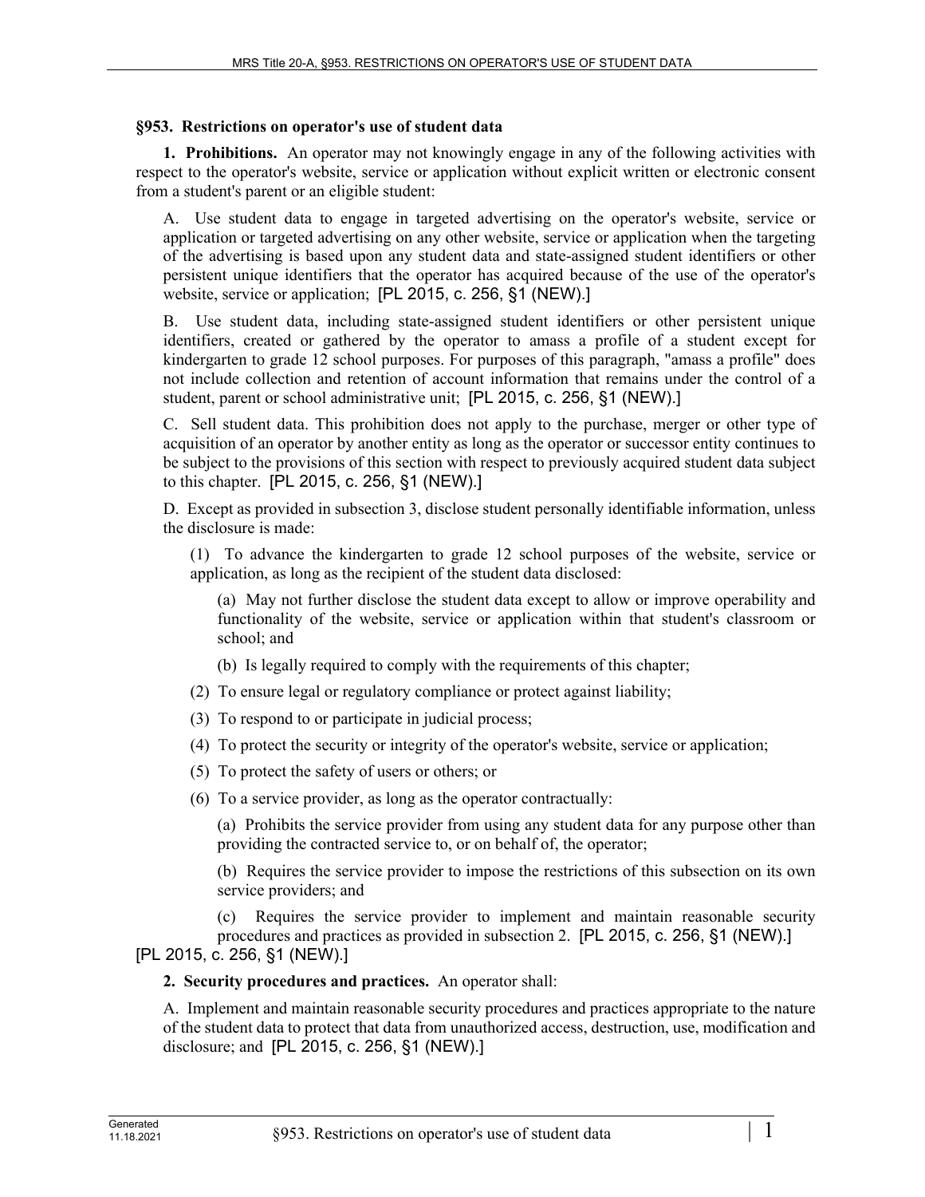### §953. Restrictions on operator's use of student data

**1. Prohibitions.** An operator may not knowingly engage in any of the following activities with respect to the operator's website, service or application without explicit written or electronic consent from a student's parent or an eligible student:

A. Use student data to engage in targeted advertising on the operator's website, service or application or targeted advertising on any other website, service or application when the targeting of the advertising is based upon any student data and state-assigned student identifiers or other persistent unique identifiers that the operator has acquired because of the use of the operator's website, service or application; [PL 2015, c. 256, §1 (NEW).]

B. Use student data, including state-assigned student identifiers or other persistent unique identifiers, created or gathered by the operator to amass a profile of a student except for kindergarten to grade 12 school purposes. For purposes of this paragraph, "amass a profile" does not include collection and retention of account information that remains under the control of a student, parent or school administrative unit; [PL 2015, c. 256, §1 (NEW).]

C. Sell student data. This prohibition does not apply to the purchase, merger or other type of acquisition of an operator by another entity as long as the operator or successor entity continues to be subject to the provisions of this section with respect to previously acquired student data subject to this chapter. [PL 2015, c. 256, §1 (NEW).]

D. Except as provided in subsection 3, disclose student personally identifiable information, unless the disclosure is made:

(1) To advance the kindergarten to grade 12 school purposes of the website, service or application, as long as the recipient of the student data disclosed:

(a) May not further disclose the student data except to allow or improve operability and functionality of the website, service or application within that student's classroom or school; and

(b) Is legally required to comply with the requirements of this chapter;

(2) To ensure legal or regulatory compliance or protect against liability;

(3) To respond to or participate in judicial process;

(4) To protect the security or integrity of the operator's website, service or application;

(5) To protect the safety of users or others; or

(6) To a service provider, as long as the operator contractually:

(a) Prohibits the service provider from using any student data for any purpose other than providing the contracted service to, or on behalf of, the operator;

(b) Requires the service provider to impose the restrictions of this subsection on its own service providers; and

(c) Requires the service provider to implement and maintain reasonable security procedures and practices as provided in subsection 2. [PL 2015, c. 256, §1 (NEW).]

[PL 2015, c. 256, §1 (NEW).]

**2. Security procedures and practices.** An operator shall:

A. Implement and maintain reasonable security procedures and practices appropriate to the nature of the student data to protect that data from unauthorized access, destruction, use, modification and disclosure; and [PL 2015, c. 256, §1 (NEW).]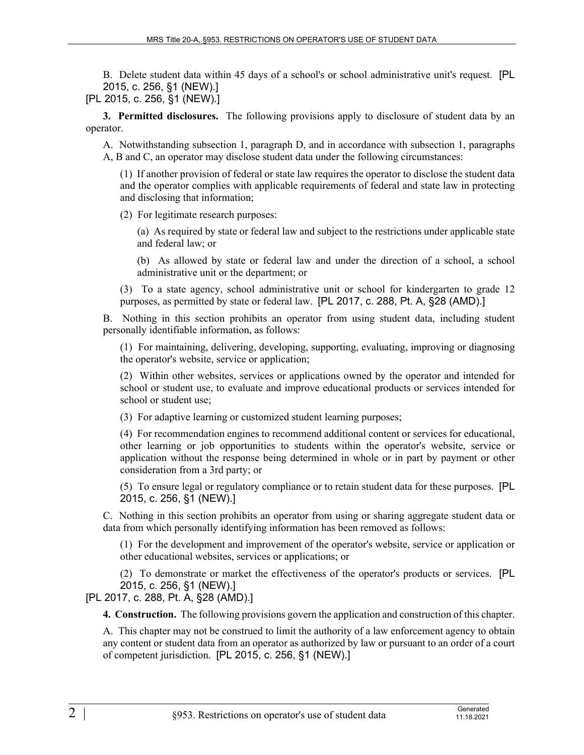B. Delete student data within 45 days of a school's or school administrative unit's request. [PL 2015, c. 256, §1 (NEW).]

[PL 2015, c. 256, §1 (NEW).]

**3. Permitted disclosures.** The following provisions apply to disclosure of student data by an operator.

A. Notwithstanding subsection 1, paragraph D, and in accordance with subsection 1, paragraphs A, B and C, an operator may disclose student data under the following circumstances:

(1) If another provision of federal or state law requires the operator to disclose the student data and the operator complies with applicable requirements of federal and state law in protecting and disclosing that information;

(2) For legitimate research purposes:

(a) As required by state or federal law and subject to the restrictions under applicable state and federal law; or

(b) As allowed by state or federal law and under the direction of a school, a school administrative unit or the department; or

(3) To a state agency, school administrative unit or school for kindergarten to grade 12 purposes, as permitted by state or federal law. [PL 2017, c. 288, Pt. A, §28 (AMD).]

B. Nothing in this section prohibits an operator from using student data, including student personally identifiable information, as follows:

(1) For maintaining, delivering, developing, supporting, evaluating, improving or diagnosing the operator's website, service or application;

(2) Within other websites, services or applications owned by the operator and intended for school or student use, to evaluate and improve educational products or services intended for school or student use;

(3) For adaptive learning or customized student learning purposes;

(4) For recommendation engines to recommend additional content or services for educational, other learning or job opportunities to students within the operator's website, service or application without the response being determined in whole or in part by payment or other consideration from a 3rd party; or

(5) To ensure legal or regulatory compliance or to retain student data for these purposes. [PL 2015, c. 256, §1 (NEW).]

C. Nothing in this section prohibits an operator from using or sharing aggregate student data or data from which personally identifying information has been removed as follows:

(1) For the development and improvement of the operator's website, service or application or other educational websites, services or applications; or

(2) To demonstrate or market the effectiveness of the operator's products or services. [PL 2015, c. 256, §1 (NEW).]

[PL 2017, c. 288, Pt. A, §28 (AMD).]

**4. Construction.** The following provisions govern the application and construction of this chapter.

A. This chapter may not be construed to limit the authority of a law enforcement agency to obtain any content or student data from an operator as authorized by law or pursuant to an order of a court of competent jurisdiction. [PL 2015, c. 256, §1 (NEW).]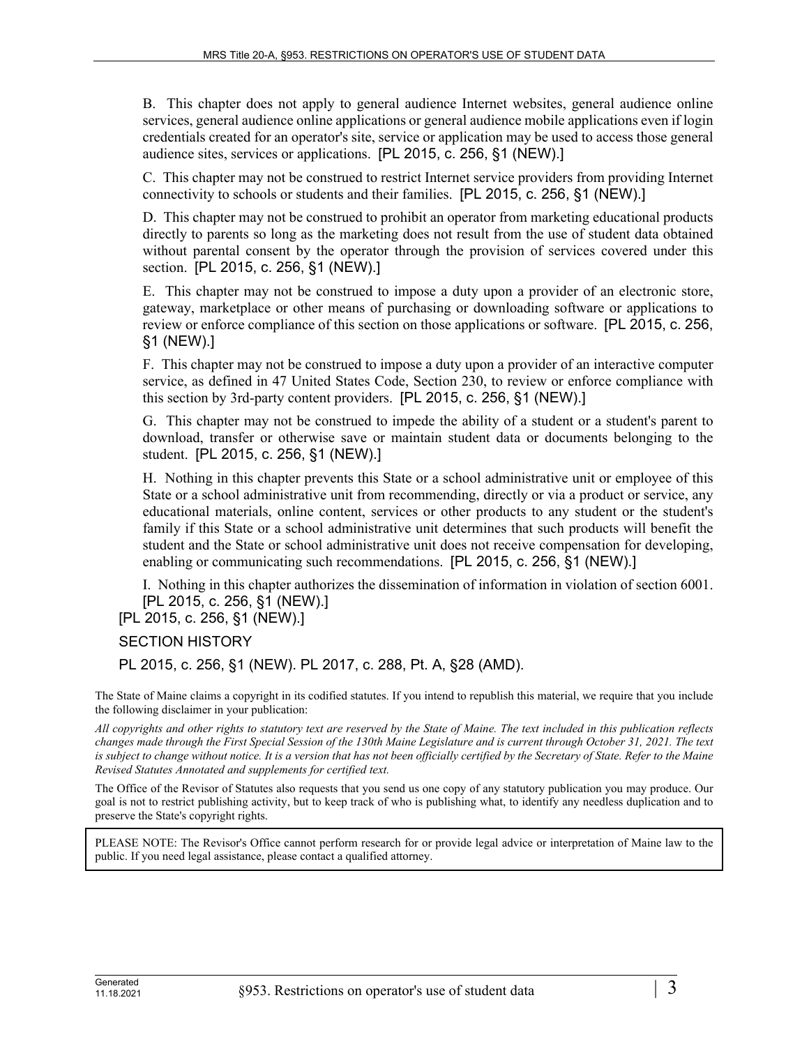B. This chapter does not apply to general audience Internet websites, general audience online services, general audience online applications or general audience mobile applications even if login credentials created for an operator's site, service or application may be used to access those general audience sites, services or applications. [PL 2015, c. 256, §1 (NEW).]

C. This chapter may not be construed to restrict Internet service providers from providing Internet connectivity to schools or students and their families. [PL 2015, c. 256, §1 (NEW).]

D. This chapter may not be construed to prohibit an operator from marketing educational products directly to parents so long as the marketing does not result from the use of student data obtained without parental consent by the operator through the provision of services covered under this section. [PL 2015, c. 256, §1 (NEW).]

E. This chapter may not be construed to impose a duty upon a provider of an electronic store, gateway, marketplace or other means of purchasing or downloading software or applications to review or enforce compliance of this section on those applications or software. [PL 2015, c. 256, §1 (NEW).]

F. This chapter may not be construed to impose a duty upon a provider of an interactive computer service, as defined in 47 United States Code, Section 230, to review or enforce compliance with this section by 3rd-party content providers. [PL 2015, c. 256, §1 (NEW).]

G. This chapter may not be construed to impede the ability of a student or a student's parent to download, transfer or otherwise save or maintain student data or documents belonging to the student. [PL 2015, c. 256, §1 (NEW).]

H. Nothing in this chapter prevents this State or a school administrative unit or employee of this State or a school administrative unit from recommending, directly or via a product or service, any educational materials, online content, services or other products to any student or the student's family if this State or a school administrative unit determines that such products will benefit the student and the State or school administrative unit does not receive compensation for developing, enabling or communicating such recommendations. [PL 2015, c. 256, §1 (NEW).]

I. Nothing in this chapter authorizes the dissemination of information in violation of section 6001. [PL 2015, c. 256, §1 (NEW).]

[PL 2015, c. 256, §1 (NEW).]

SECTION HISTORY

PL 2015, c. 256, §1 (NEW). PL 2017, c. 288, Pt. A, §28 (AMD).

The State of Maine claims a copyright in its codified statutes. If you intend to republish this material, we require that you include the following disclaimer in your publication:

*All copyrights and other rights to statutory text are reserved by the State of Maine. The text included in this publication reflects changes made through the First Special Session of the 130th Maine Legislature and is current through October 31, 2021. The text is subject to change without notice. It is a version that has not been officially certified by the Secretary of State. Refer to the Maine Revised Statutes Annotated and supplements for certified text.*

The Office of the Revisor of Statutes also requests that you send us one copy of any statutory publication you may produce. Our goal is not to restrict publishing activity, but to keep track of who is publishing what, to identify any needless duplication and to preserve the State's copyright rights.

PLEASE NOTE: The Revisor's Office cannot perform research for or provide legal advice or interpretation of Maine law to the public. If you need legal assistance, please contact a qualified attorney.